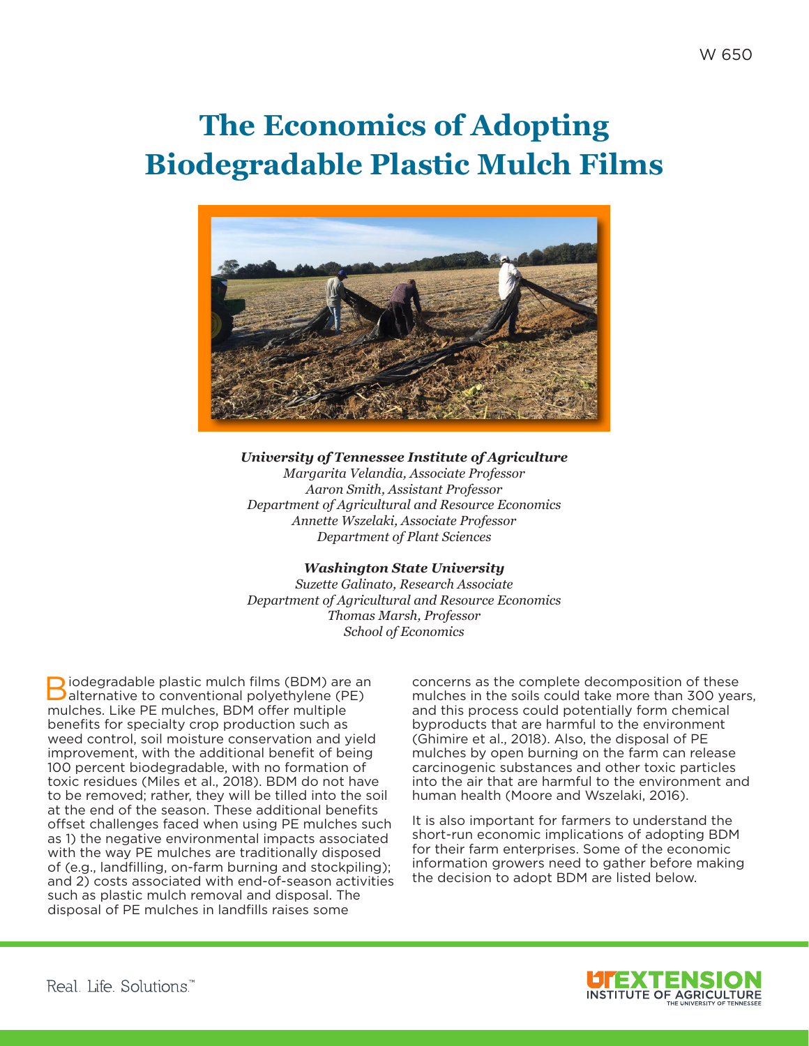W 650

# The Economics of Adopting Biodegradable Plastic Mulch Films

***University of Tennessee Institute of Agriculture***
*Margarita Velandia, Associate Professor*
*Aaron Smith, Assistant Professor*
*Department of Agricultural and Resource Economics*
*Annette Wszelaki, Associate Professor*
*Department of Plant Sciences*

***Washington State University***
*Suzette Galinato, Research Associate*
*Department of Agricultural and Resource Economics*
*Thomas Marsh, Professor*
*School of Economics*

Biodegradable plastic mulch films (BDM) are an alternative to conventional polyethylene (PE) mulches. Like PE mulches, BDM offer multiple benefits for specialty crop production such as weed control, soil moisture conservation and yield improvement, with the additional benefit of being 100 percent biodegradable, with no formation of toxic residues (Miles et al., 2018). BDM do not have to be removed; rather, they will be tilled into the soil at the end of the season. These additional benefits offset challenges faced when using PE mulches such as 1) the negative environmental impacts associated with the way PE mulches are traditionally disposed of (e.g., landfilling, on-farm burning and stockpiling); and 2) costs associated with end-of-season activities such as plastic mulch removal and disposal. The disposal of PE mulches in landfills raises some concerns as the complete decomposition of these mulches in the soils could take more than 300 years, and this process could potentially form chemical byproducts that are harmful to the environment (Ghimire et al., 2018). Also, the disposal of PE mulches by open burning on the farm can release carcinogenic substances and other toxic particles into the air that are harmful to the environment and human health (Moore and Wszelaki, 2016).

It is also important for farmers to understand the short-run economic implications of adopting BDM for their farm enterprises. Some of the economic information growers need to gather before making the decision to adopt BDM are listed below.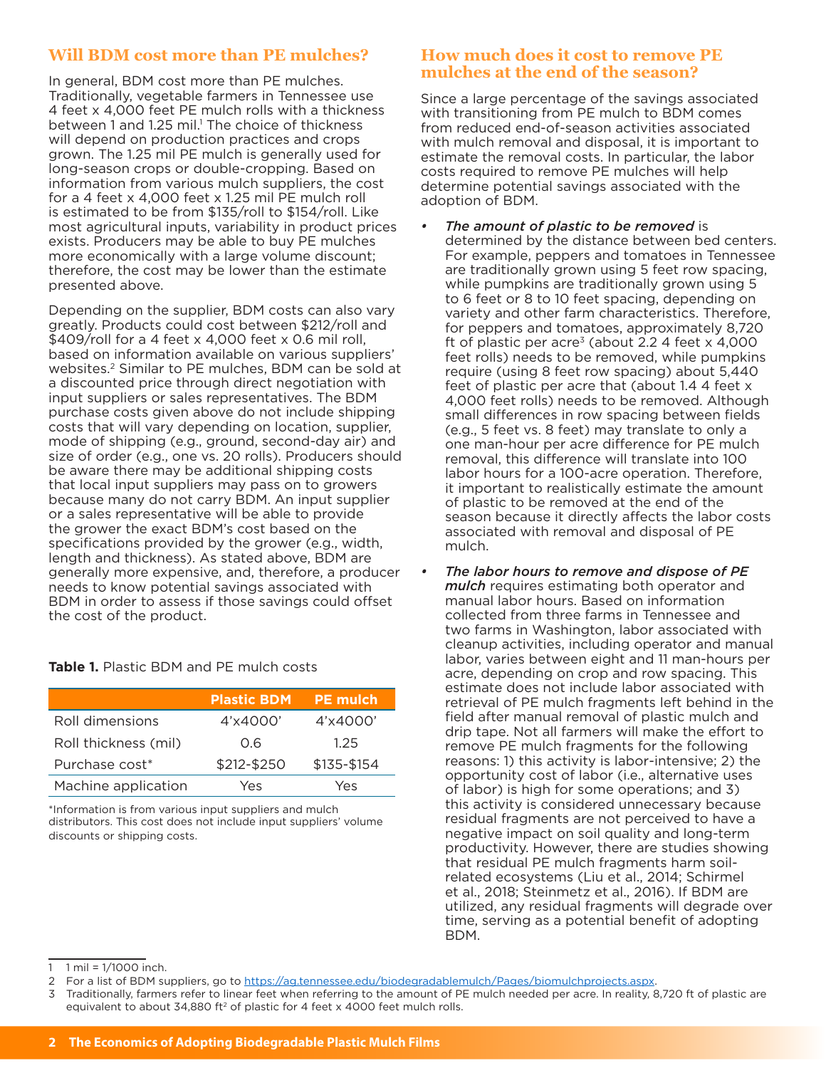## Will BDM cost more than PE mulches?

In general, BDM cost more than PE mulches. Traditionally, vegetable farmers in Tennessee use 4 feet x 4,000 feet PE mulch rolls with a thickness between 1 and 1.25 mil.[1] The choice of thickness will depend on production practices and crops grown. The 1.25 mil PE mulch is generally used for long-season crops or double-cropping. Based on information from various mulch suppliers, the cost for a 4 feet x 4,000 feet x 1.25 mil PE mulch roll is estimated to be from $135/roll to $154/roll. Like most agricultural inputs, variability in product prices exists. Producers may be able to buy PE mulches more economically with a large volume discount; therefore, the cost may be lower than the estimate presented above.

Depending on the supplier, BDM costs can also vary greatly. Products could cost between $212/roll and $409/roll for a 4 feet x 4,000 feet x 0.6 mil roll, based on information available on various suppliers' websites.[2] Similar to PE mulches, BDM can be sold at a discounted price through direct negotiation with input suppliers or sales representatives. The BDM purchase costs given above do not include shipping costs that will vary depending on location, supplier, mode of shipping (e.g., ground, second-day air) and size of order (e.g., one vs. 20 rolls). Producers should be aware there may be additional shipping costs that local input suppliers may pass on to growers because many do not carry BDM. An input supplier or a sales representative will be able to provide the grower the exact BDM's cost based on the specifications provided by the grower (e.g., width, length and thickness). As stated above, BDM are generally more expensive, and, therefore, a producer needs to know potential savings associated with BDM in order to assess if those savings could offset the cost of the product.

**Table 1.** Plastic BDM and PE mulch costs

| | Plastic BDM | PE mulch |
|---|---|---|
| Roll dimensions | 4'x4000' | 4'x4000' |
| Roll thickness (mil) | 0.6 | 1.25 |
| Purchase cost* | $212-$250 | $135-$154 |
| Machine application | Yes | Yes |

*Information is from various input suppliers and mulch distributors. This cost does not include input suppliers' volume discounts or shipping costs.

## How much does it cost to remove PE mulches at the end of the season?

Since a large percentage of the savings associated with transitioning from PE mulch to BDM comes from reduced end-of-season activities associated with mulch removal and disposal, it is important to estimate the removal costs. In particular, the labor costs required to remove PE mulches will help determine potential savings associated with the adoption of BDM.

- ***The amount of plastic to be removed*** is determined by the distance between bed centers. For example, peppers and tomatoes in Tennessee are traditionally grown using 5 feet row spacing, while pumpkins are traditionally grown using 5 to 6 feet or 8 to 10 feet spacing, depending on variety and other farm characteristics. Therefore, for peppers and tomatoes, approximately 8,720 ft of plastic per acre[3] (about 2.2 4 feet x 4,000 feet rolls) needs to be removed, while pumpkins require (using 8 feet row spacing) about 5,440 feet of plastic per acre that (about 1.4 4 feet x 4,000 feet rolls) needs to be removed. Although small differences in row spacing between fields (e.g., 5 feet vs. 8 feet) may translate to only a one man-hour per acre difference for PE mulch removal, this difference will translate into 100 labor hours for a 100-acre operation. Therefore, it important to realistically estimate the amount of plastic to be removed at the end of the season because it directly affects the labor costs associated with removal and disposal of PE mulch.
- ***The labor hours to remove and dispose of PE mulch*** requires estimating both operator and manual labor hours. Based on information collected from three farms in Tennessee and two farms in Washington, labor associated with cleanup activities, including operator and manual labor, varies between eight and 11 man-hours per acre, depending on crop and row spacing. This estimate does not include labor associated with retrieval of PE mulch fragments left behind in the field after manual removal of plastic mulch and drip tape. Not all farmers will make the effort to remove PE mulch fragments for the following reasons: 1) this activity is labor-intensive; 2) the opportunity cost of labor (i.e., alternative uses of labor) is high for some operations; and 3) this activity is considered unnecessary because residual fragments are not perceived to have a negative impact on soil quality and long-term productivity. However, there are studies showing that residual PE mulch fragments harm soil-related ecosystems (Liu et al., 2014; Schirmel et al., 2018; Steinmetz et al., 2016). If BDM are utilized, any residual fragments will degrade over time, serving as a potential benefit of adopting BDM.

---

1 1 mil = 1/1000 inch.

2 For a list of BDM suppliers, go to https://ag.tennessee.edu/biodegradablemulch/Pages/biomulchprojects.aspx.

3 Traditionally, farmers refer to linear feet when referring to the amount of PE mulch needed per acre. In reality, 8,720 ft of plastic are equivalent to about 34,880 ft$^2$ of plastic for 4 feet x 4000 feet mulch rolls.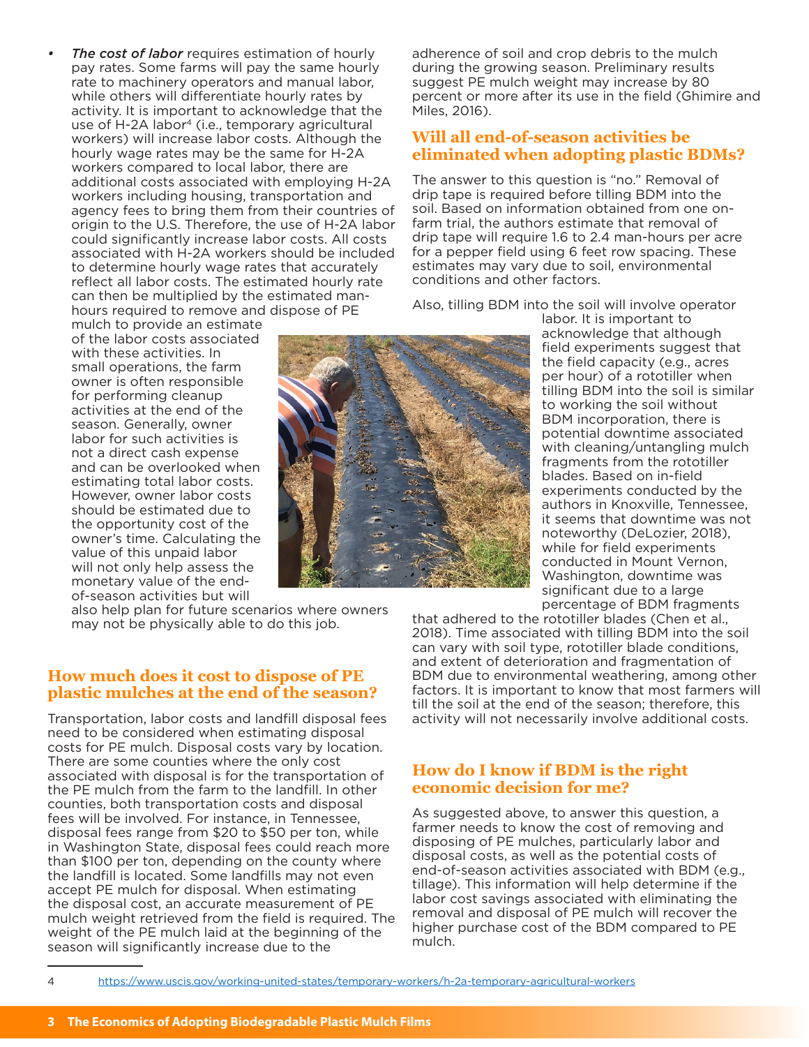- ***The cost of labor*** requires estimation of hourly pay rates. Some farms will pay the same hourly rate to machinery operators and manual labor, while others will differentiate hourly rates by activity. It is important to acknowledge that the use of H-2A labor[4] (i.e., temporary agricultural workers) will increase labor costs. Although the hourly wage rates may be the same for H-2A workers compared to local labor, there are additional costs associated with employing H-2A workers including housing, transportation and agency fees to bring them from their countries of origin to the U.S. Therefore, the use of H-2A labor could significantly increase labor costs. All costs associated with H-2A workers should be included to determine hourly wage rates that accurately reflect all labor costs. The estimated hourly rate can then be multiplied by the estimated man-hours required to remove and dispose of PE mulch to provide an estimate of the labor costs associated with these activities. In small operations, the farm owner is often responsible for performing cleanup activities at the end of the season. Generally, owner labor for such activities is not a direct cash expense and can be overlooked when estimating total labor costs. However, owner labor costs should be estimated due to the opportunity cost of the owner's time. Calculating the value of this unpaid labor will not only help assess the monetary value of the end-of-season activities but will also help plan for future scenarios where owners may not be physically able to do this job.

## How much does it cost to dispose of PE plastic mulches at the end of the season?

Transportation, labor costs and landfill disposal fees need to be considered when estimating disposal costs for PE mulch. Disposal costs vary by location. There are some counties where the only cost associated with disposal is for the transportation of the PE mulch from the farm to the landfill. In other counties, both transportation costs and disposal fees will be involved. For instance, in Tennessee, disposal fees range from $20 to $50 per ton, while in Washington State, disposal fees could reach more than $100 per ton, depending on the county where the landfill is located. Some landfills may not even accept PE mulch for disposal. When estimating the disposal cost, an accurate measurement of PE mulch weight retrieved from the field is required. The weight of the PE mulch laid at the beginning of the season will significantly increase due to the adherence of soil and crop debris to the mulch during the growing season. Preliminary results suggest PE mulch weight may increase by 80 percent or more after its use in the field (Ghimire and Miles, 2016).

## Will all end-of-season activities be eliminated when adopting plastic BDMs?

The answer to this question is "no." Removal of drip tape is required before tilling BDM into the soil. Based on information obtained from one on-farm trial, the authors estimate that removal of drip tape will require 1.6 to 2.4 man-hours per acre for a pepper field using 6 feet row spacing. These estimates may vary due to soil, environmental conditions and other factors.

Also, tilling BDM into the soil will involve operator labor. It is important to acknowledge that although field experiments suggest that the field capacity (e.g., acres per hour) of a rototiller when tilling BDM into the soil is similar to working the soil without BDM incorporation, there is potential downtime associated with cleaning/untangling mulch fragments from the rototiller blades. Based on in-field experiments conducted by the authors in Knoxville, Tennessee, it seems that downtime was not noteworthy (DeLozier, 2018), while for field experiments conducted in Mount Vernon, Washington, downtime was significant due to a large percentage of BDM fragments that adhered to the rototiller blades (Chen et al., 2018). Time associated with tilling BDM into the soil can vary with soil type, rototiller blade conditions, and extent of deterioration and fragmentation of BDM due to environmental weathering, among other factors. It is important to know that most farmers will till the soil at the end of the season; therefore, this activity will not necessarily involve additional costs.

## How do I know if BDM is the right economic decision for me?

As suggested above, to answer this question, a farmer needs to know the cost of removing and disposing of PE mulches, particularly labor and disposal costs, as well as the potential costs of end-of-season activities associated with BDM (e.g., tillage). This information will help determine if the labor cost savings associated with eliminating the removal and disposal of PE mulch will recover the higher purchase cost of the BDM compared to PE mulch.

---

[4] https://www.uscis.gov/working-united-states/temporary-workers/h-2a-temporary-agricultural-workers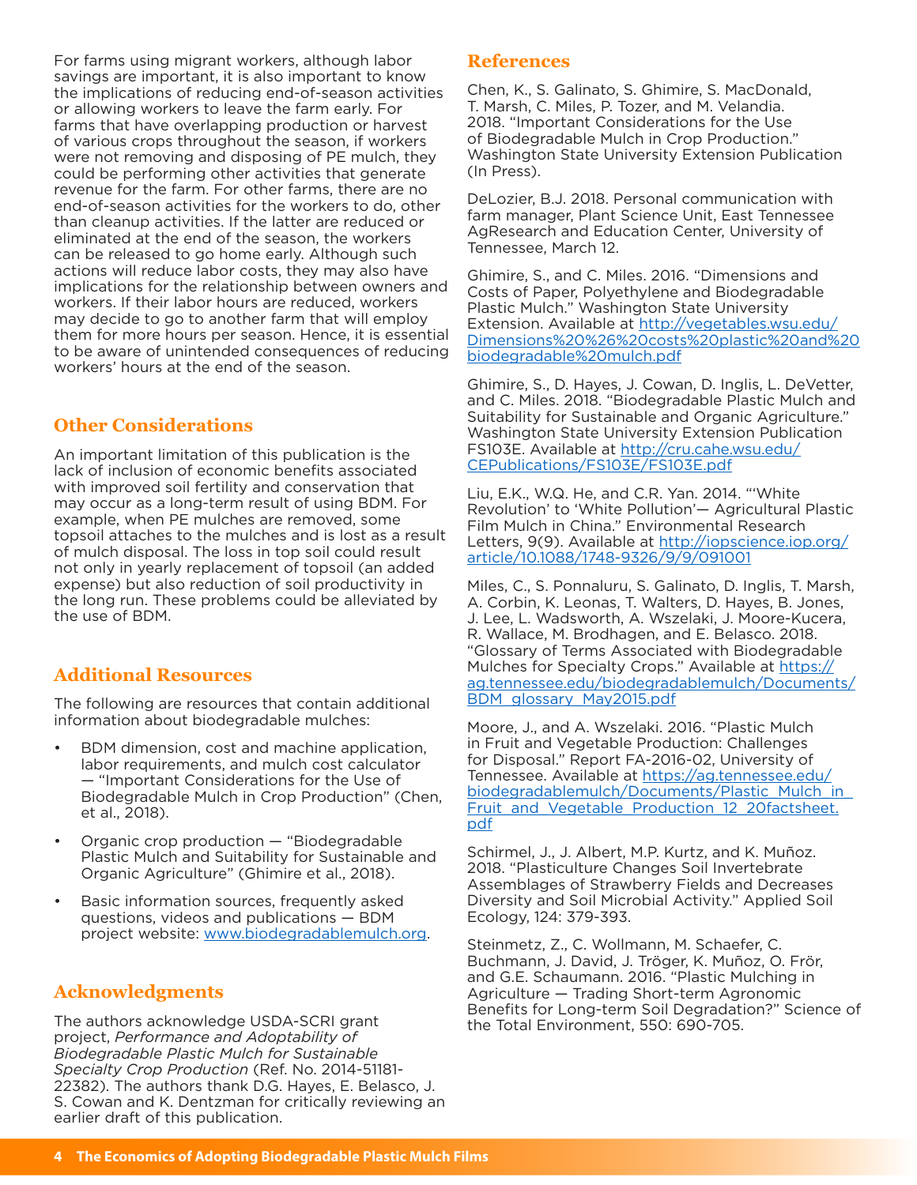For farms using migrant workers, although labor savings are important, it is also important to know the implications of reducing end-of-season activities or allowing workers to leave the farm early. For farms that have overlapping production or harvest of various crops throughout the season, if workers were not removing and disposing of PE mulch, they could be performing other activities that generate revenue for the farm. For other farms, there are no end-of-season activities for the workers to do, other than cleanup activities. If the latter are reduced or eliminated at the end of the season, the workers can be released to go home early. Although such actions will reduce labor costs, they may also have implications for the relationship between owners and workers. If their labor hours are reduced, workers may decide to go to another farm that will employ them for more hours per season. Hence, it is essential to be aware of unintended consequences of reducing workers' hours at the end of the season.

## Other Considerations

An important limitation of this publication is the lack of inclusion of economic benefits associated with improved soil fertility and conservation that may occur as a long-term result of using BDM. For example, when PE mulches are removed, some topsoil attaches to the mulches and is lost as a result of mulch disposal. The loss in top soil could result not only in yearly replacement of topsoil (an added expense) but also reduction of soil productivity in the long run. These problems could be alleviated by the use of BDM.

## Additional Resources

The following are resources that contain additional information about biodegradable mulches:

- BDM dimension, cost and machine application, labor requirements, and mulch cost calculator — "Important Considerations for the Use of Biodegradable Mulch in Crop Production" (Chen, et al., 2018).
- Organic crop production — "Biodegradable Plastic Mulch and Suitability for Sustainable and Organic Agriculture" (Ghimire et al., 2018).
- Basic information sources, frequently asked questions, videos and publications — BDM project website: www.biodegradablemulch.org.

## Acknowledgments

The authors acknowledge USDA-SCRI grant project, *Performance and Adoptability of Biodegradable Plastic Mulch for Sustainable Specialty Crop Production* (Ref. No. 2014-51181-22382). The authors thank D.G. Hayes, E. Belasco, J. S. Cowan and K. Dentzman for critically reviewing an earlier draft of this publication.

## References

Chen, K., S. Galinato, S. Ghimire, S. MacDonald, T. Marsh, C. Miles, P. Tozer, and M. Velandia. 2018. "Important Considerations for the Use of Biodegradable Mulch in Crop Production." Washington State University Extension Publication (In Press).

DeLozier, B.J. 2018. Personal communication with farm manager, Plant Science Unit, East Tennessee AgResearch and Education Center, University of Tennessee, March 12.

Ghimire, S., and C. Miles. 2016. "Dimensions and Costs of Paper, Polyethylene and Biodegradable Plastic Mulch." Washington State University Extension. Available at http://vegetables.wsu.edu/Dimensions%20%26%20costs%20plastic%20and%20biodegradable%20mulch.pdf

Ghimire, S., D. Hayes, J. Cowan, D. Inglis, L. DeVetter, and C. Miles. 2018. "Biodegradable Plastic Mulch and Suitability for Sustainable and Organic Agriculture." Washington State University Extension Publication FS103E. Available at http://cru.cahe.wsu.edu/CEPublications/FS103E/FS103E.pdf

Liu, E.K., W.Q. He, and C.R. Yan. 2014. "'White Revolution' to 'White Pollution'— Agricultural Plastic Film Mulch in China." Environmental Research Letters, 9(9). Available at http://iopscience.iop.org/article/10.1088/1748-9326/9/9/091001

Miles, C., S. Ponnaluru, S. Galinato, D. Inglis, T. Marsh, A. Corbin, K. Leonas, T. Walters, D. Hayes, B. Jones, J. Lee, L. Wadsworth, A. Wszelaki, J. Moore-Kucera, R. Wallace, M. Brodhagen, and E. Belasco. 2018. "Glossary of Terms Associated with Biodegradable Mulches for Specialty Crops." Available at https://ag.tennessee.edu/biodegradablemulch/Documents/BDM_glossary_May2015.pdf

Moore, J., and A. Wszelaki. 2016. "Plastic Mulch in Fruit and Vegetable Production: Challenges for Disposal." Report FA-2016-02, University of Tennessee. Available at https://ag.tennessee.edu/biodegradablemulch/Documents/Plastic_Mulch_in_Fruit_and_Vegetable_Production_12_20factsheet.pdf

Schirmel, J., J. Albert, M.P. Kurtz, and K. Muñoz. 2018. "Plasticulture Changes Soil Invertebrate Assemblages of Strawberry Fields and Decreases Diversity and Soil Microbial Activity." Applied Soil Ecology, 124: 379-393.

Steinmetz, Z., C. Wollmann, M. Schaefer, C. Buchmann, J. David, J. Tröger, K. Muñoz, O. Frör, and G.E. Schaumann. 2016. "Plastic Mulching in Agriculture — Trading Short-term Agronomic Benefits for Long-term Soil Degradation?" Science of the Total Environment, 550: 690-705.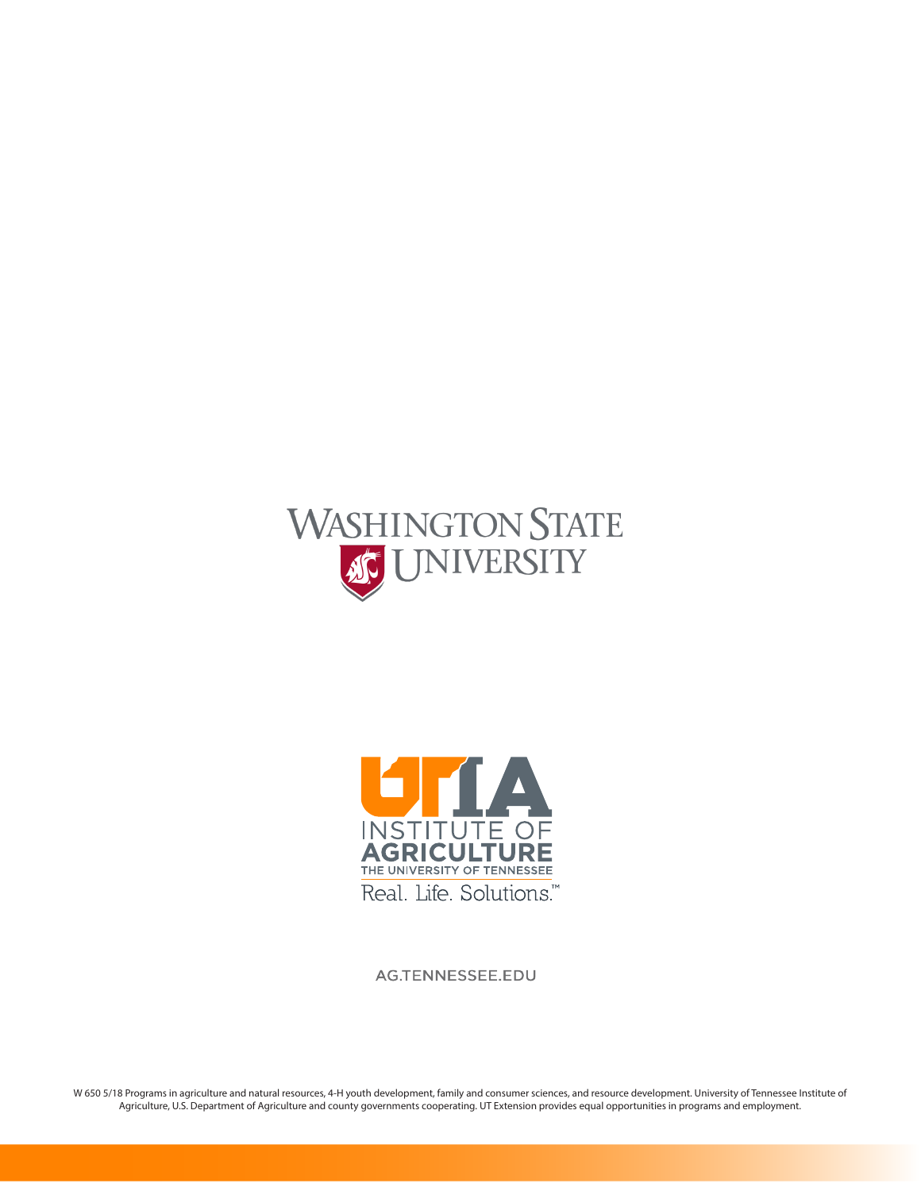WASHINGTON STATE UNIVERSITY

UTIA INSTITUTE OF AGRICULTURE THE UNIVERSITY OF TENNESSEE

Real. Life. Solutions.™

AG.TENNESSEE.EDU

W 650 5/18 Programs in agriculture and natural resources, 4-H youth development, family and consumer sciences, and resource development. University of Tennessee Institute of Agriculture, U.S. Department of Agriculture and county governments cooperating. UT Extension provides equal opportunities in programs and employment.